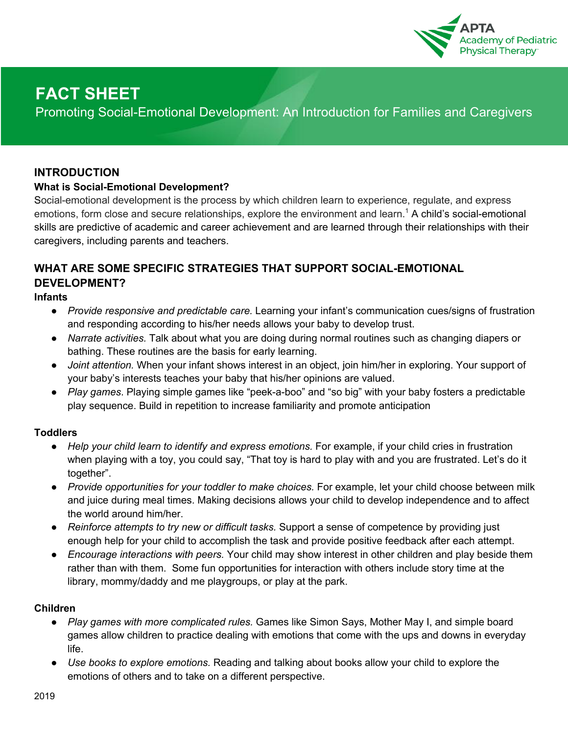APTA Academy of Pediatric Physical Therapy

# FACT SHEET

Promoting Social-Emotional Development: An Introduction for Families and Caregivers

## INTRODUCTION

### What is Social-Emotional Development?

Social-emotional development is the process by which children learn to experience, regulate, and express emotions, form close and secure relationships, explore the environment and learn.[1] A child's social-emotional skills are predictive of academic and career achievement and are learned through their relationships with their caregivers, including parents and teachers.

## WHAT ARE SOME SPECIFIC STRATEGIES THAT SUPPORT SOCIAL-EMOTIONAL DEVELOPMENT?

### Infants

- *Provide responsive and predictable care.* Learning your infant's communication cues/signs of frustration and responding according to his/her needs allows your baby to develop trust.
- *Narrate activities.* Talk about what you are doing during normal routines such as changing diapers or bathing. These routines are the basis for early learning.
- *Joint attention.* When your infant shows interest in an object, join him/her in exploring. Your support of your baby's interests teaches your baby that his/her opinions are valued.
- *Play games*. Playing simple games like "peek-a-boo" and "so big" with your baby fosters a predictable play sequence. Build in repetition to increase familiarity and promote anticipation

### Toddlers

- *Help your child learn to identify and express emotions.* For example, if your child cries in frustration when playing with a toy, you could say, "That toy is hard to play with and you are frustrated. Let's do it together".
- *Provide opportunities for your toddler to make choices.* For example, let your child choose between milk and juice during meal times. Making decisions allows your child to develop independence and to affect the world around him/her.
- *Reinforce attempts to try new or difficult tasks.* Support a sense of competence by providing just enough help for your child to accomplish the task and provide positive feedback after each attempt.
- *Encourage interactions with peers.* Your child may show interest in other children and play beside them rather than with them. Some fun opportunities for interaction with others include story time at the library, mommy/daddy and me playgroups, or play at the park.

### Children

- *Play games with more complicated rules.* Games like Simon Says, Mother May I, and simple board games allow children to practice dealing with emotions that come with the ups and downs in everyday life.
- *Use books to explore emotions.* Reading and talking about books allow your child to explore the emotions of others and to take on a different perspective.

2019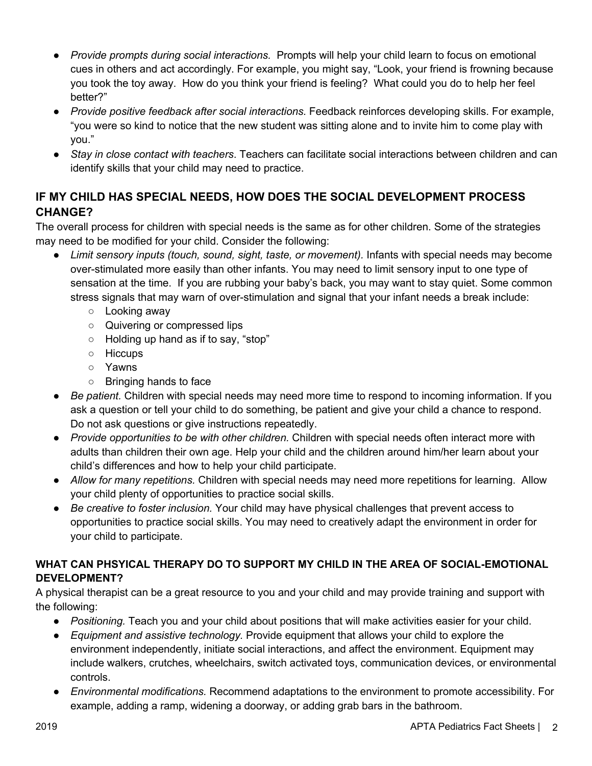- *Provide prompts during social interactions.* Prompts will help your child learn to focus on emotional cues in others and act accordingly. For example, you might say, "Look, your friend is frowning because you took the toy away. How do you think your friend is feeling? What could you do to help her feel better?"
- *Provide positive feedback after social interactions.* Feedback reinforces developing skills. For example, "you were so kind to notice that the new student was sitting alone and to invite him to come play with you."
- *Stay in close contact with teachers.* Teachers can facilitate social interactions between children and can identify skills that your child may need to practice.

## IF MY CHILD HAS SPECIAL NEEDS, HOW DOES THE SOCIAL DEVELOPMENT PROCESS CHANGE?

The overall process for children with special needs is the same as for other children. Some of the strategies may need to be modified for your child. Consider the following:

- *Limit sensory inputs (touch, sound, sight, taste, or movement).* Infants with special needs may become over-stimulated more easily than other infants. You may need to limit sensory input to one type of sensation at the time. If you are rubbing your baby's back, you may want to stay quiet. Some common stress signals that may warn of over-stimulation and signal that your infant needs a break include:
    - Looking away
    - Quivering or compressed lips
    - Holding up hand as if to say, "stop"
    - Hiccups
    - Yawns
    - Bringing hands to face
- *Be patient.* Children with special needs may need more time to respond to incoming information. If you ask a question or tell your child to do something, be patient and give your child a chance to respond. Do not ask questions or give instructions repeatedly.
- *Provide opportunities to be with other children.* Children with special needs often interact more with adults than children their own age. Help your child and the children around him/her learn about your child's differences and how to help your child participate.
- *Allow for many repetitions.* Children with special needs may need more repetitions for learning. Allow your child plenty of opportunities to practice social skills.
- *Be creative to foster inclusion.* Your child may have physical challenges that prevent access to opportunities to practice social skills. You may need to creatively adapt the environment in order for your child to participate.

### WHAT CAN PHSYICAL THERAPY DO TO SUPPORT MY CHILD IN THE AREA OF SOCIAL-EMOTIONAL DEVELOPMENT?

A physical therapist can be a great resource to you and your child and may provide training and support with the following:

- *Positioning.* Teach you and your child about positions that will make activities easier for your child.
- *Equipment and assistive technology.* Provide equipment that allows your child to explore the environment independently, initiate social interactions, and affect the environment. Equipment may include walkers, crutches, wheelchairs, switch activated toys, communication devices, or environmental controls.
- *Environmental modifications.* Recommend adaptations to the environment to promote accessibility. For example, adding a ramp, widening a doorway, or adding grab bars in the bathroom.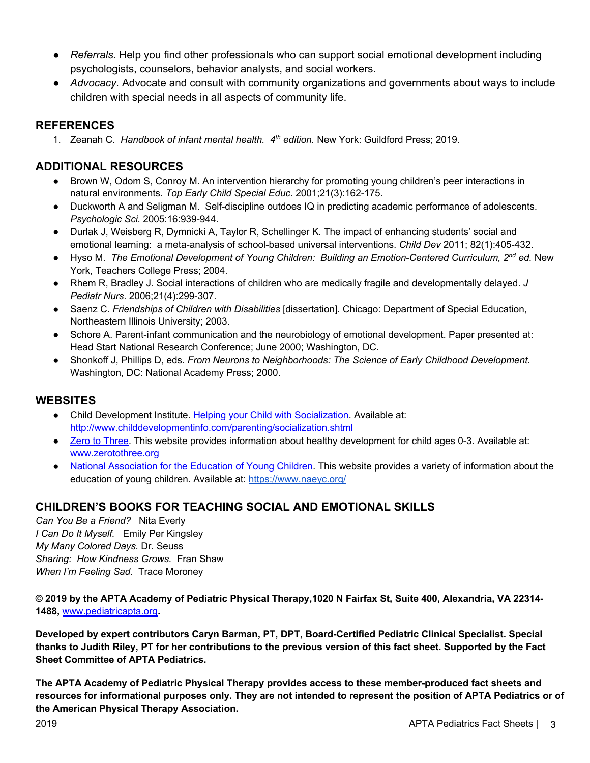- *Referrals.* Help you find other professionals who can support social emotional development including psychologists, counselors, behavior analysts, and social workers.
- *Advocacy.* Advocate and consult with community organizations and governments about ways to include children with special needs in all aspects of community life.

## REFERENCES

1. Zeanah C. *Handbook of infant mental health. 4th edition.* New York: Guildford Press; 2019.

## ADDITIONAL RESOURCES

- Brown W, Odom S, Conroy M. An intervention hierarchy for promoting young children's peer interactions in natural environments. *Top Early Child Special Educ*. 2001;21(3):162-175.
- Duckworth A and Seligman M. Self-discipline outdoes IQ in predicting academic performance of adolescents. *Psychologic Sci.* 2005:16:939-944.
- Durlak J, Weisberg R, Dymnicki A, Taylor R, Schellinger K. The impact of enhancing students' social and emotional learning: a meta-analysis of school-based universal interventions. *Child Dev* 2011; 82(1):405-432.
- Hyso M. *The Emotional Development of Young Children: Building an Emotion-Centered Curriculum, 2nd ed.* New York, Teachers College Press; 2004.
- Rhem R, Bradley J. Social interactions of children who are medically fragile and developmentally delayed. *J Pediatr Nurs*. 2006;21(4):299-307.
- Saenz C. *Friendships of Children with Disabilities* [dissertation]. Chicago: Department of Special Education, Northeastern Illinois University; 2003.
- Schore A. Parent-infant communication and the neurobiology of emotional development. Paper presented at: Head Start National Research Conference; June 2000; Washington, DC.
- Shonkoff J, Phillips D, eds. *From Neurons to Neighborhoods: The Science of Early Childhood Development*. Washington, DC: National Academy Press; 2000.

## WEBSITES

- Child Development Institute. [Helping your Child with Socialization](http://www.childdevelopmentinfo.com/parenting/socialization.shtml). Available at: http://www.childdevelopmentinfo.com/parenting/socialization.shtml
- [Zero to Three](http://www.zerotothree.org). This website provides information about healthy development for child ages 0-3. Available at: www.zerotothree.org
- [National Association for the Education of Young Children](https://www.naeyc.org/). This website provides a variety of information about the education of young children. Available at: https://www.naeyc.org/

## CHILDREN'S BOOKS FOR TEACHING SOCIAL AND EMOTIONAL SKILLS

*Can You Be a Friend?* Nita Everly  
*I Can Do It Myself.* Emily Per Kingsley  
*My Many Colored Days.* Dr. Seuss  
*Sharing: How Kindness Grows.* Fran Shaw  
*When I'm Feeling Sad*. Trace Moroney

**© 2019 by the APTA Academy of Pediatric Physical Therapy,1020 N Fairfax St, Suite 400, Alexandria, VA 22314-1488, [www.pediatricapta.org](http://www.pediatricapta.org).**

**Developed by expert contributors Caryn Barman, PT, DPT, Board-Certified Pediatric Clinical Specialist. Special thanks to Judith Riley, PT for her contributions to the previous version of this fact sheet. Supported by the Fact Sheet Committee of APTA Pediatrics.**

**The APTA Academy of Pediatric Physical Therapy provides access to these member-produced fact sheets and resources for informational purposes only. They are not intended to represent the position of APTA Pediatrics or of the American Physical Therapy Association.**